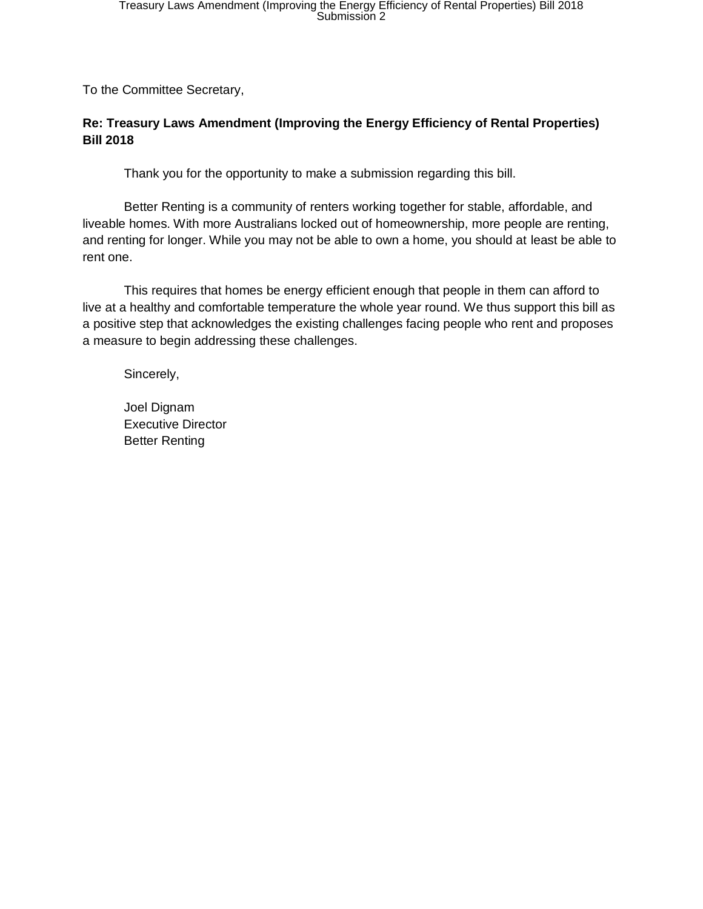To the Committee Secretary,

**Re: Treasury Laws Amendment (Improving the Energy Efficiency of Rental Properties) Bill 2018**

Thank you for the opportunity to make a submission regarding this bill.

Better Renting is a community of renters working together for stable, affordable, and liveable homes. With more Australians locked out of homeownership, more people are renting, and renting for longer. While you may not be able to own a home, you should at least be able to rent one.

This requires that homes be energy efficient enough that people in them can afford to live at a healthy and comfortable temperature the whole year round. We thus support this bill as a positive step that acknowledges the existing challenges facing people who rent and proposes a measure to begin addressing these challenges.

Sincerely,

Joel Dignam
Executive Director
Better Renting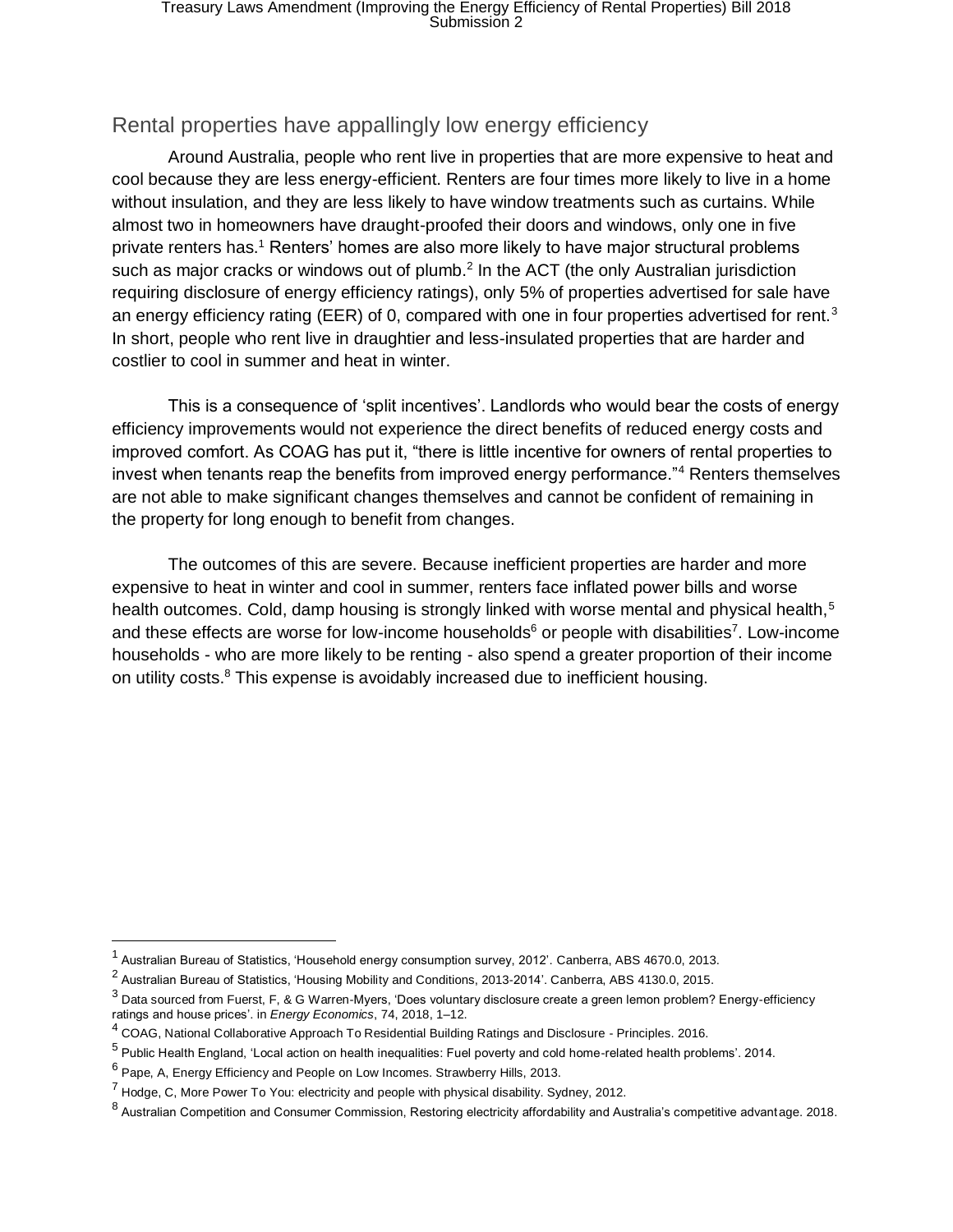## Rental properties have appallingly low energy efficiency

Around Australia, people who rent live in properties that are more expensive to heat and cool because they are less energy-efficient. Renters are four times more likely to live in a home without insulation, and they are less likely to have window treatments such as curtains. While almost two in homeowners have draught-proofed their doors and windows, only one in five private renters has.[1] Renters' homes are also more likely to have major structural problems such as major cracks or windows out of plumb.[2] In the ACT (the only Australian jurisdiction requiring disclosure of energy efficiency ratings), only 5% of properties advertised for sale have an energy efficiency rating (EER) of 0, compared with one in four properties advertised for rent.[3] In short, people who rent live in draughtier and less-insulated properties that are harder and costlier to cool in summer and heat in winter.

This is a consequence of 'split incentives'. Landlords who would bear the costs of energy efficiency improvements would not experience the direct benefits of reduced energy costs and improved comfort. As COAG has put it, "there is little incentive for owners of rental properties to invest when tenants reap the benefits from improved energy performance."[4] Renters themselves are not able to make significant changes themselves and cannot be confident of remaining in the property for long enough to benefit from changes.

The outcomes of this are severe. Because inefficient properties are harder and more expensive to heat in winter and cool in summer, renters face inflated power bills and worse health outcomes. Cold, damp housing is strongly linked with worse mental and physical health,[5] and these effects are worse for low-income households[6] or people with disabilities[7]. Low-income households - who are more likely to be renting - also spend a greater proportion of their income on utility costs.[8] This expense is avoidably increased due to inefficient housing.

---

[1] Australian Bureau of Statistics, 'Household energy consumption survey, 2012'. Canberra, ABS 4670.0, 2013.

[2] Australian Bureau of Statistics, 'Housing Mobility and Conditions, 2013-2014'. Canberra, ABS 4130.0, 2015.

[3] Data sourced from Fuerst, F, & G Warren-Myers, 'Does voluntary disclosure create a green lemon problem? Energy-efficiency ratings and house prices'. in *Energy Economics*, 74, 2018, 1–12.

[4] COAG, National Collaborative Approach To Residential Building Ratings and Disclosure - Principles. 2016.

[5] Public Health England, 'Local action on health inequalities: Fuel poverty and cold home-related health problems'. 2014.

[6] Pape, A, Energy Efficiency and People on Low Incomes. Strawberry Hills, 2013.

[7] Hodge, C, More Power To You: electricity and people with physical disability. Sydney, 2012.

[8] Australian Competition and Consumer Commission, Restoring electricity affordability and Australia's competitive advantage. 2018.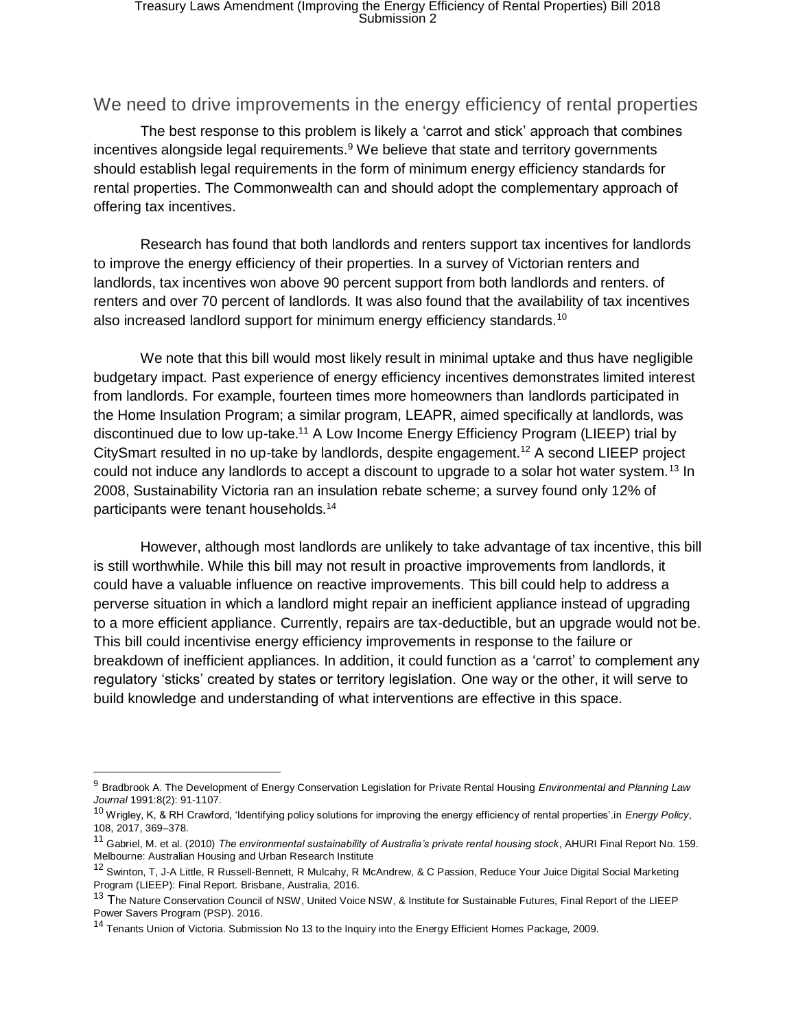## We need to drive improvements in the energy efficiency of rental properties

The best response to this problem is likely a 'carrot and stick' approach that combines incentives alongside legal requirements.[9] We believe that state and territory governments should establish legal requirements in the form of minimum energy efficiency standards for rental properties. The Commonwealth can and should adopt the complementary approach of offering tax incentives.

Research has found that both landlords and renters support tax incentives for landlords to improve the energy efficiency of their properties. In a survey of Victorian renters and landlords, tax incentives won above 90 percent support from both landlords and renters. of renters and over 70 percent of landlords. It was also found that the availability of tax incentives also increased landlord support for minimum energy efficiency standards.[10]

We note that this bill would most likely result in minimal uptake and thus have negligible budgetary impact. Past experience of energy efficiency incentives demonstrates limited interest from landlords. For example, fourteen times more homeowners than landlords participated in the Home Insulation Program; a similar program, LEAPR, aimed specifically at landlords, was discontinued due to low up-take.[11] A Low Income Energy Efficiency Program (LIEEP) trial by CitySmart resulted in no up-take by landlords, despite engagement.[12] A second LIEEP project could not induce any landlords to accept a discount to upgrade to a solar hot water system.[13] In 2008, Sustainability Victoria ran an insulation rebate scheme; a survey found only 12% of participants were tenant households.[14]

However, although most landlords are unlikely to take advantage of tax incentive, this bill is still worthwhile. While this bill may not result in proactive improvements from landlords, it could have a valuable influence on reactive improvements. This bill could help to address a perverse situation in which a landlord might repair an inefficient appliance instead of upgrading to a more efficient appliance. Currently, repairs are tax-deductible, but an upgrade would not be. This bill could incentivise energy efficiency improvements in response to the failure or breakdown of inefficient appliances. In addition, it could function as a 'carrot' to complement any regulatory 'sticks' created by states or territory legislation. One way or the other, it will serve to build knowledge and understanding of what interventions are effective in this space.

---

[9] Bradbrook A. The Development of Energy Conservation Legislation for Private Rental Housing *Environmental and Planning Law Journal* 1991:8(2): 91-1107.

[10] Wrigley, K, & RH Crawford, 'Identifying policy solutions for improving the energy efficiency of rental properties'.in *Energy Policy*, 108, 2017, 369–378.

[11] Gabriel, M. et al. (2010) *The environmental sustainability of Australia's private rental housing stock*, AHURI Final Report No. 159. Melbourne: Australian Housing and Urban Research Institute

[12] Swinton, T, J-A Little, R Russell-Bennett, R Mulcahy, R McAndrew, & C Passion, Reduce Your Juice Digital Social Marketing Program (LIEEP): Final Report. Brisbane, Australia, 2016.

[13] The Nature Conservation Council of NSW, United Voice NSW, & Institute for Sustainable Futures, Final Report of the LIEEP Power Savers Program (PSP). 2016.

[14] Tenants Union of Victoria. Submission No 13 to the Inquiry into the Energy Efficient Homes Package, 2009.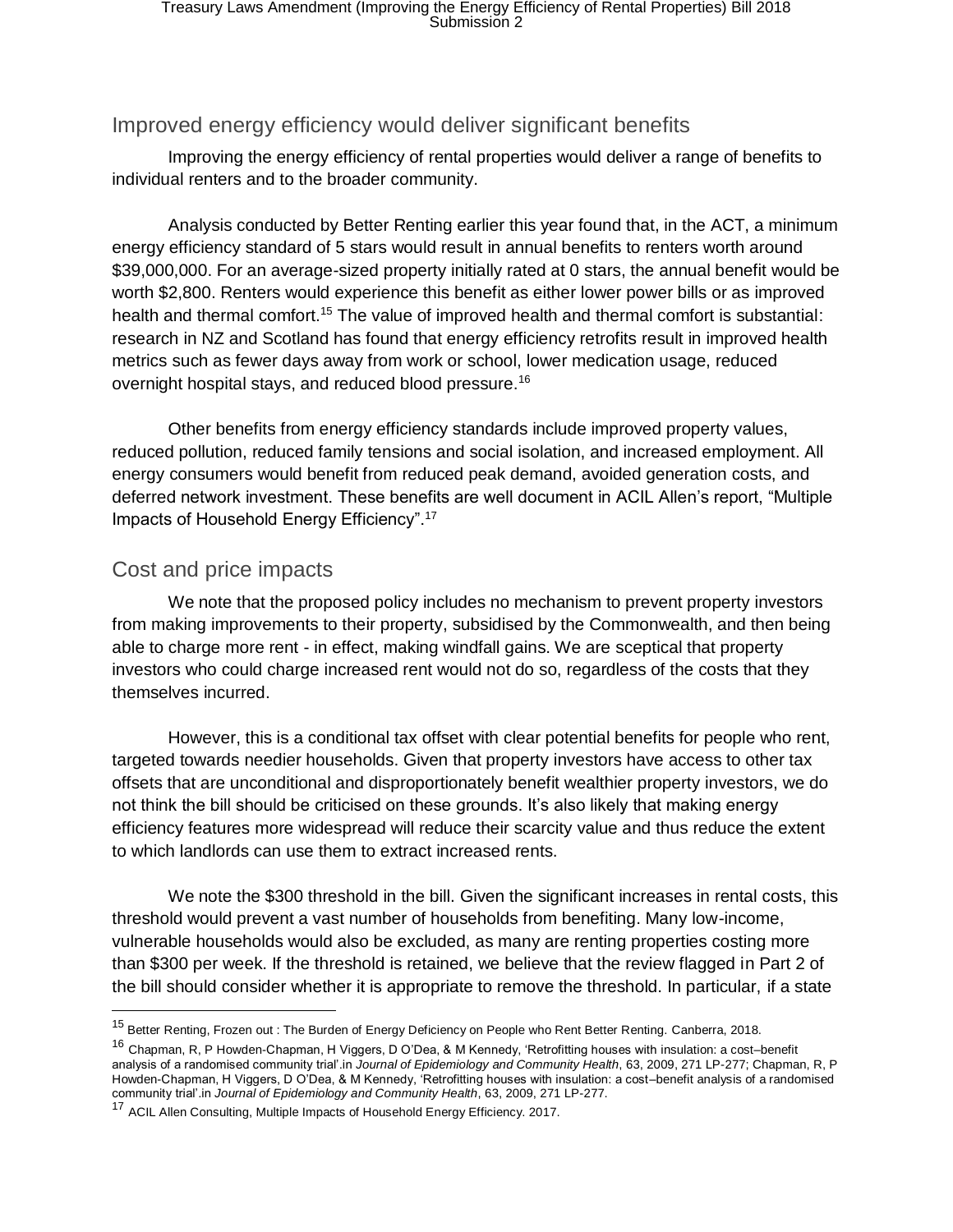## Improved energy efficiency would deliver significant benefits

Improving the energy efficiency of rental properties would deliver a range of benefits to individual renters and to the broader community.

Analysis conducted by Better Renting earlier this year found that, in the ACT, a minimum energy efficiency standard of 5 stars would result in annual benefits to renters worth around $39,000,000. For an average-sized property initially rated at 0 stars, the annual benefit would be worth $2,800. Renters would experience this benefit as either lower power bills or as improved health and thermal comfort.[15] The value of improved health and thermal comfort is substantial: research in NZ and Scotland has found that energy efficiency retrofits result in improved health metrics such as fewer days away from work or school, lower medication usage, reduced overnight hospital stays, and reduced blood pressure.[16]

Other benefits from energy efficiency standards include improved property values, reduced pollution, reduced family tensions and social isolation, and increased employment. All energy consumers would benefit from reduced peak demand, avoided generation costs, and deferred network investment. These benefits are well document in ACIL Allen's report, "Multiple Impacts of Household Energy Efficiency".[17]

## Cost and price impacts

We note that the proposed policy includes no mechanism to prevent property investors from making improvements to their property, subsidised by the Commonwealth, and then being able to charge more rent - in effect, making windfall gains. We are sceptical that property investors who could charge increased rent would not do so, regardless of the costs that they themselves incurred.

However, this is a conditional tax offset with clear potential benefits for people who rent, targeted towards needier households. Given that property investors have access to other tax offsets that are unconditional and disproportionately benefit wealthier property investors, we do not think the bill should be criticised on these grounds. It's also likely that making energy efficiency features more widespread will reduce their scarcity value and thus reduce the extent to which landlords can use them to extract increased rents.

We note the $300 threshold in the bill. Given the significant increases in rental costs, this threshold would prevent a vast number of households from benefiting. Many low-income, vulnerable households would also be excluded, as many are renting properties costing more than $300 per week. If the threshold is retained, we believe that the review flagged in Part 2 of the bill should consider whether it is appropriate to remove the threshold. In particular, if a state

---

[15] Better Renting, Frozen out : The Burden of Energy Deficiency on People who Rent Better Renting. Canberra, 2018.

[16] Chapman, R, P Howden-Chapman, H Viggers, D O'Dea, & M Kennedy, 'Retrofitting houses with insulation: a cost–benefit analysis of a randomised community trial'.in *Journal of Epidemiology and Community Health*, 63, 2009, 271 LP-277; Chapman, R, P Howden-Chapman, H Viggers, D O'Dea, & M Kennedy, 'Retrofitting houses with insulation: a cost–benefit analysis of a randomised community trial'.in *Journal of Epidemiology and Community Health*, 63, 2009, 271 LP-277.

[17] ACIL Allen Consulting, Multiple Impacts of Household Energy Efficiency. 2017.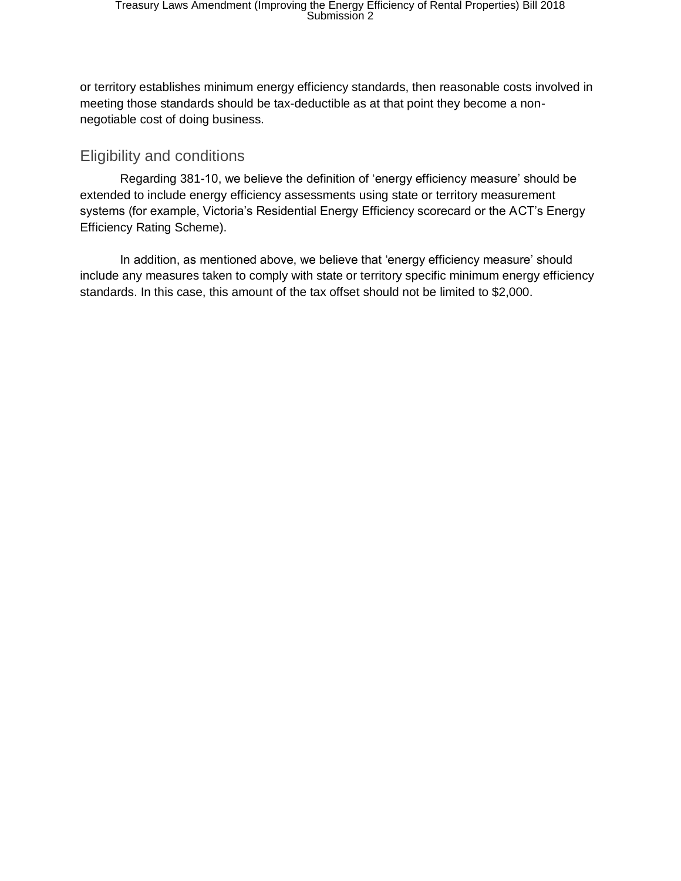or territory establishes minimum energy efficiency standards, then reasonable costs involved in meeting those standards should be tax-deductible as at that point they become a non-negotiable cost of doing business.

## Eligibility and conditions

Regarding 381-10, we believe the definition of 'energy efficiency measure' should be extended to include energy efficiency assessments using state or territory measurement systems (for example, Victoria's Residential Energy Efficiency scorecard or the ACT's Energy Efficiency Rating Scheme).

In addition, as mentioned above, we believe that 'energy efficiency measure' should include any measures taken to comply with state or territory specific minimum energy efficiency standards. In this case, this amount of the tax offset should not be limited to $2,000.